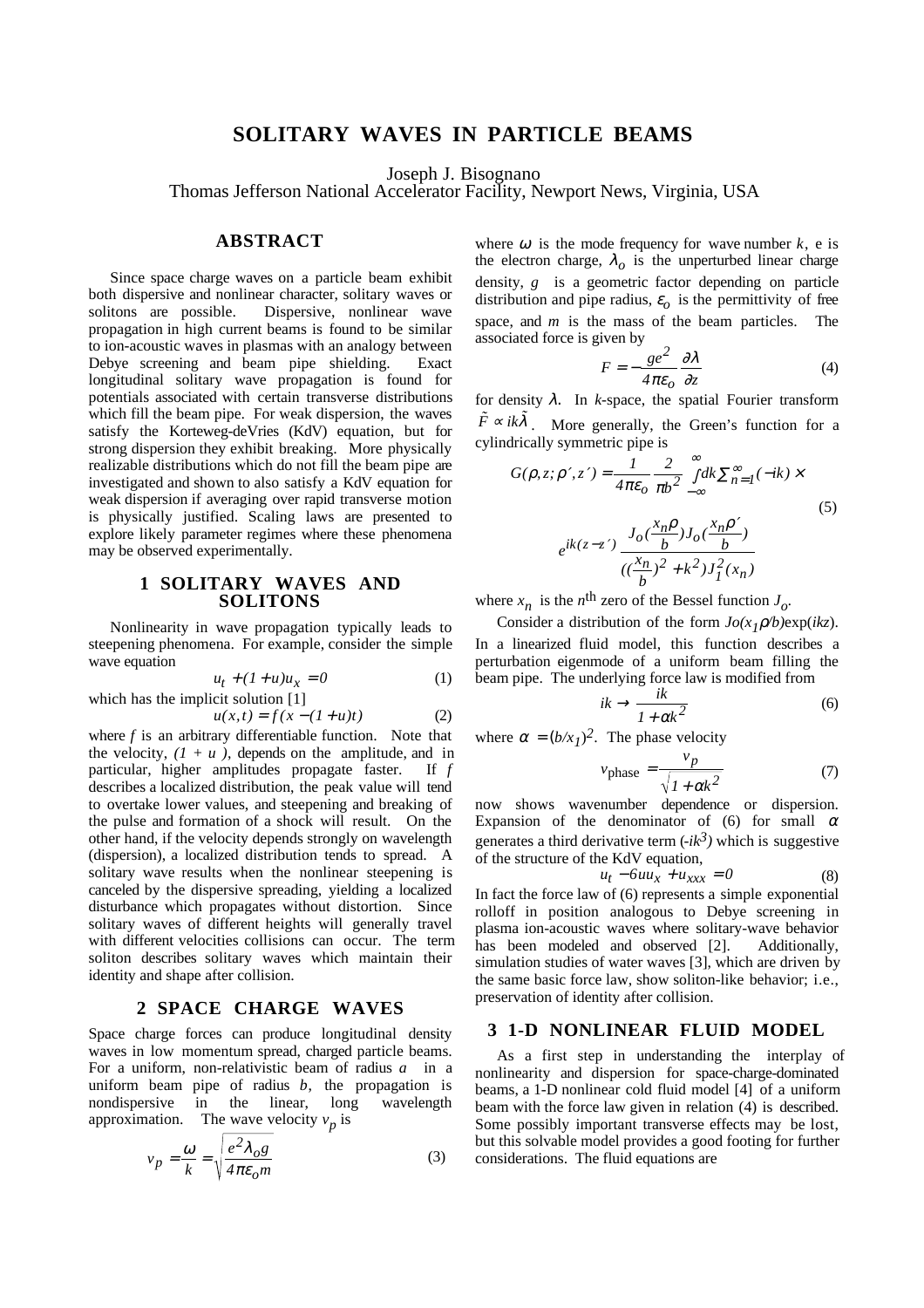# SOLITARY WAVES IN PARTICLE BEAMS

Joseph J. Bisognano
Thomas Jefferson National Accelerator Facility, Newport News, Virginia, USA

## ABSTRACT

Since space charge waves on a particle beam exhibit both dispersive and nonlinear character, solitary waves or solitons are possible. Dispersive, nonlinear wave propagation in high current beams is found to be similar to ion-acoustic waves in plasmas with an analogy between Debye screening and beam pipe shielding. Exact longitudinal solitary wave propagation is found for potentials associated with certain transverse distributions which fill the beam pipe. For weak dispersion, the waves satisfy the Korteweg-deVries (KdV) equation, but for strong dispersion they exhibit breaking. More physically realizable distributions which do not fill the beam pipe are investigated and shown to also satisfy a KdV equation for weak dispersion if averaging over rapid transverse motion is physically justified. Scaling laws are presented to explore likely parameter regimes where these phenomena may be observed experimentally.

## 1 SOLITARY WAVES AND SOLITONS

Nonlinearity in wave propagation typically leads to steepening phenomena. For example, consider the simple wave equation

$$u_t + (1+u)u_x = 0 \tag{1}$$

which has the implicit solution [1]

$$u(x,t) = f(x - (1+u)t) \tag{2}$$

where $f$ is an arbitrary differentiable function. Note that the velocity, $(1 + u)$, depends on the amplitude, and in particular, higher amplitudes propagate faster. If $f$ describes a localized distribution, the peak value will tend to overtake lower values, and steepening and breaking of the pulse and formation of a shock will result. On the other hand, if the velocity depends strongly on wavelength (dispersion), a localized distribution tends to spread. A solitary wave results when the nonlinear steepening is canceled by the dispersive spreading, yielding a localized disturbance which propagates without distortion. Since solitary waves of different heights will generally travel with different velocities collisions can occur. The term soliton describes solitary waves which maintain their identity and shape after collision.

## 2 SPACE CHARGE WAVES

Space charge forces can produce longitudinal density waves in low momentum spread, charged particle beams. For a uniform, non-relativistic beam of radius $a$ in a uniform beam pipe of radius $b$, the propagation is nondispersive in the linear, long wavelength approximation. The wave velocity $v_p$ is

$$v_p = \frac{\omega}{k} = \sqrt{\frac{e^2 \lambda_o g}{4\pi\varepsilon_o m}} \tag{3}$$

where $\omega$ is the mode frequency for wave number $k$, e is the electron charge, $\lambda_o$ is the unperturbed linear charge density, $g$ is a geometric factor depending on particle distribution and pipe radius, $\varepsilon_o$ is the permittivity of free space, and $m$ is the mass of the beam particles. The associated force is given by

$$F = -\frac{ge^2}{4\pi\varepsilon_o}\frac{\partial\lambda}{\partial z} \tag{4}$$

for density $\lambda$. In $k$-space, the spatial Fourier transform $\tilde{F} \propto ik\tilde{\lambda}$. More generally, the Green's function for a cylindrically symmetric pipe is

$$G(\rho,z;\rho',z') = \frac{1}{4\pi\varepsilon_o}\frac{2}{\pi b^2}\int_{-\infty}^{\infty} dk \sum_{n=1}^{\infty}(-ik) \times e^{ik(z-z')}\frac{J_o(\frac{x_n\rho}{b})J_o(\frac{x_n\rho'}{b})}{((\frac{x_n}{b})^2 + k^2)J_1^2(x_n)} \tag{5}$$

where $x_n$ is the $n^{\text{th}}$ zero of the Bessel function $J_o$.

Consider a distribution of the form $J_o(x_1\rho/b)\exp(ikz)$. In a linearized fluid model, this function describes a perturbation eigenmode of a uniform beam filling the beam pipe. The underlying force law is modified from

$$ik \rightarrow \frac{ik}{1+\alpha k^2} \tag{6}$$

where $\alpha = (b/x_1)^2$. The phase velocity

$$v_{\text{phase}} = \frac{v_p}{\sqrt{1+\alpha k^2}} \tag{7}$$

now shows wavenumber dependence or dispersion. Expansion of the denominator of (6) for small $\alpha$ generates a third derivative term ($-ik^3$) which is suggestive of the structure of the KdV equation,

$$u_t - 6uu_x + u_{xxx} = 0 \tag{8}$$

In fact the force law of (6) represents a simple exponential rolloff in position analogous to Debye screening in plasma ion-acoustic waves where solitary-wave behavior has been modeled and observed [2]. Additionally, simulation studies of water waves [3], which are driven by the same basic force law, show soliton-like behavior; i.e., preservation of identity after collision.

## 3 1-D NONLINEAR FLUID MODEL

As a first step in understanding the interplay of nonlinearity and dispersion for space-charge-dominated beams, a 1-D nonlinear cold fluid model [4] of a uniform beam with the force law given in relation (4) is described. Some possibly important transverse effects may be lost, but this solvable model provides a good footing for further considerations. The fluid equations are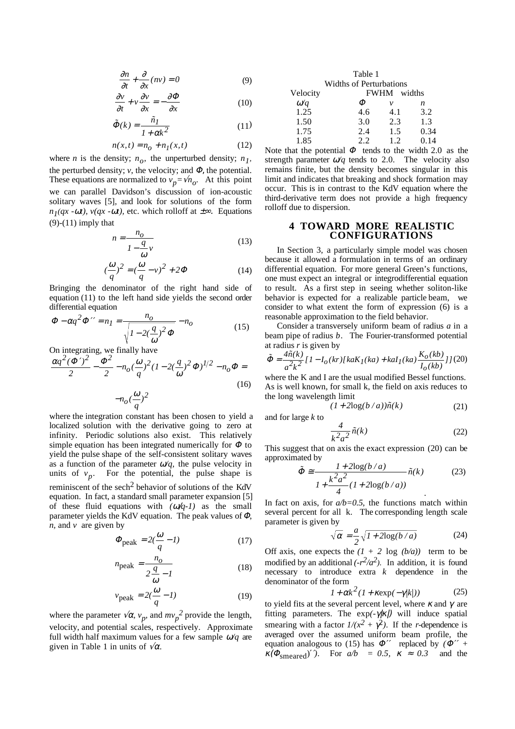$$\frac{\partial n}{\partial t}+\frac{\partial}{\partial x}(nv)=0 \tag{9}$$

$$\frac{\partial v}{\partial t}+v\frac{\partial v}{\partial x}=-\frac{\partial \Phi}{\partial x} \tag{10}$$

$$\tilde{\Phi}(k)=\frac{\tilde{n}_1}{1+\alpha k^2} \tag{11}$$

$$n(x,t)=n_o+n_1(x,t) \tag{12}$$

where $n$ is the density; $n_o$, the unperturbed density; $n_1$, the perturbed density; $v$, the velocity; and $\Phi$, the potential. These equations are normalized to $v_p=\sqrt{n_o}$. At this point we can parallel Davidson's discussion of ion-acoustic solitary waves [5], and look for solutions of the form $n_1(qx-\omega t)$, $v(qx-\omega t)$, etc. which rolloff at $\pm\infty$. Equations (9)-(11) imply that

$$n=\frac{n_o}{1-\dfrac{q}{\omega}v} \tag{13}$$

$$\left(\frac{\omega}{q}\right)^2=\left(\frac{\omega}{q}-v\right)^2+2\Phi \tag{14}$$

Bringing the denominator of the right hand side of equation (11) to the left hand side yields the second order differential equation

$$\Phi-\alpha q^2\Phi''=n_1=\frac{n_o}{\sqrt{1-2\left(\dfrac{q}{\omega}\right)^2\Phi}}-n_o \tag{15}$$

On integrating, we finally have

$$\frac{\alpha q^2(\Phi')^2}{2}-\frac{\Phi^2}{2}-n_o\left(\frac{\omega}{q}\right)^2\left(1-2\left(\frac{q}{\omega}\right)^2\Phi\right)^{1/2}-n_o\Phi=-n_o\left(\frac{\omega}{q}\right)^2 \tag{16}$$

where the integration constant has been chosen to yield a localized solution with the derivative going to zero at infinity. Periodic solutions also exist. This relatively simple equation has been integrated numerically for $\Phi$ to yield the pulse shape of the self-consistent solitary waves as a function of the parameter $\omega/q$, the pulse velocity in units of $v_p$. For the potential, the pulse shape is reminiscent of the sech$^2$ behavior of solutions of the KdV equation. In fact, a standard small parameter expansion [5] of these fluid equations with $(\omega/q-1)$ as the small parameter yields the KdV equation. The peak values of $\Phi$, $n$, and $v$ are given by

$$\Phi_{\text{peak}}=2\left(\frac{\omega}{q}-1\right) \tag{17}$$

$$n_{\text{peak}}=\frac{n_o}{2\dfrac{q}{\omega}-1} \tag{18}$$

$$v_{\text{peak}}=2\left(\frac{\omega}{q}-1\right) \tag{19}$$

where the parameter $\sqrt{\alpha}$, $v_p$, and $mv_p^2$ provide the length, velocity, and potential scales, respectively. Approximate full width half maximum values for a few sample $\omega/q$ are given in Table 1 in units of $\sqrt{\alpha}$.

Table 1
Widths of Perturbations

| Velocity $\omega/q$ | FWHM widths $\Phi$ | $v$ | $n$ |
|---|---|---|---|
| 1.25 | 4.6 | 4.1 | 3.2 |
| 1.50 | 3.0 | 2.3 | 1.3 |
| 1.75 | 2.4 | 1.5 | 0.34 |
| 1.85 | 2.2 | 1.2 | 0.14 |

Note that the potential $\Phi$ tends to the width 2.0 as the strength parameter $\omega/q$ tends to 2.0. The velocity also remains finite, but the density becomes singular in this limit and indicates that breaking and shock formation may occur. This is in contrast to the KdV equation where the third-derivative term does not provide a high frequency rolloff due to dispersion.

## 4 TOWARD MORE REALISTIC CONFIGURATIONS

In Section 3, a particularly simple model was chosen because it allowed a formulation in terms of an ordinary differential equation. For more general Green's functions, one must expect an integral or integrodifferential equation to result. As a first step in seeing whether soliton-like behavior is expected for a realizable particle beam, we consider to what extent the form of expression (6) is a reasonable approximation to the field behavior.

Consider a transversely uniform beam of radius $a$ in a beam pipe of radius $b$. The Fourier-transformed potential at radius $r$ is given by

$$\tilde{\Phi}=\frac{4\tilde{n}(k)}{a^2k^2}\left[1-I_o(kr)\left[kaK_1(ka)+kaI_1(ka)\frac{K_o(kb)}{I_o(kb)}\right]\right] \tag{20}$$

where the K and I are the usual modified Bessel functions. As is well known, for small k, the field on axis reduces to the long wavelength limit

$$(1+2\log(b/a))\tilde{n}(k) \tag{21}$$

and for large $k$ to

$$\frac{4}{k^2a^2}\tilde{n}(k) \tag{22}$$

This suggest that on axis the exact expression (20) can be approximated by

$$\tilde{\Phi}\cong\frac{1+2\log(b/a)}{1+\dfrac{k^2a^2}{4}(1+2\log(b/a))}\tilde{n}(k) \tag{23}$$

In fact on axis, for $a/b=0.5$, the functions match within several percent for all k. The corresponding length scale parameter is given by

$$\sqrt{\alpha}=\frac{a}{2}\sqrt{1+2\log(b/a)} \tag{24}$$

Off axis, one expects the $(1+2\log(b/a))$ term to be modified by an additional $(-r^2/a^2)$. In addition, it is found necessary to introduce extra $k$ dependence in the denominator of the form

$$1+\alpha k^2(1+\kappa\exp(-\gamma|k|)) \tag{25}$$

to yield fits at the several percent level, where $\kappa$ and $\gamma$ are fitting parameters. The $\exp(-\gamma|\kappa|)$ will induce spatial smearing with a factor $1/(x^2+\gamma^2)$. If the $r$-dependence is averaged over the assumed uniform beam profile, the equation analogous to (15) has $\Phi''$ replaced by $(\Phi''+\kappa(\Phi_{\text{smeared}})'')$. For $a/b=0.5$, $\kappa\approx 0.3$ and the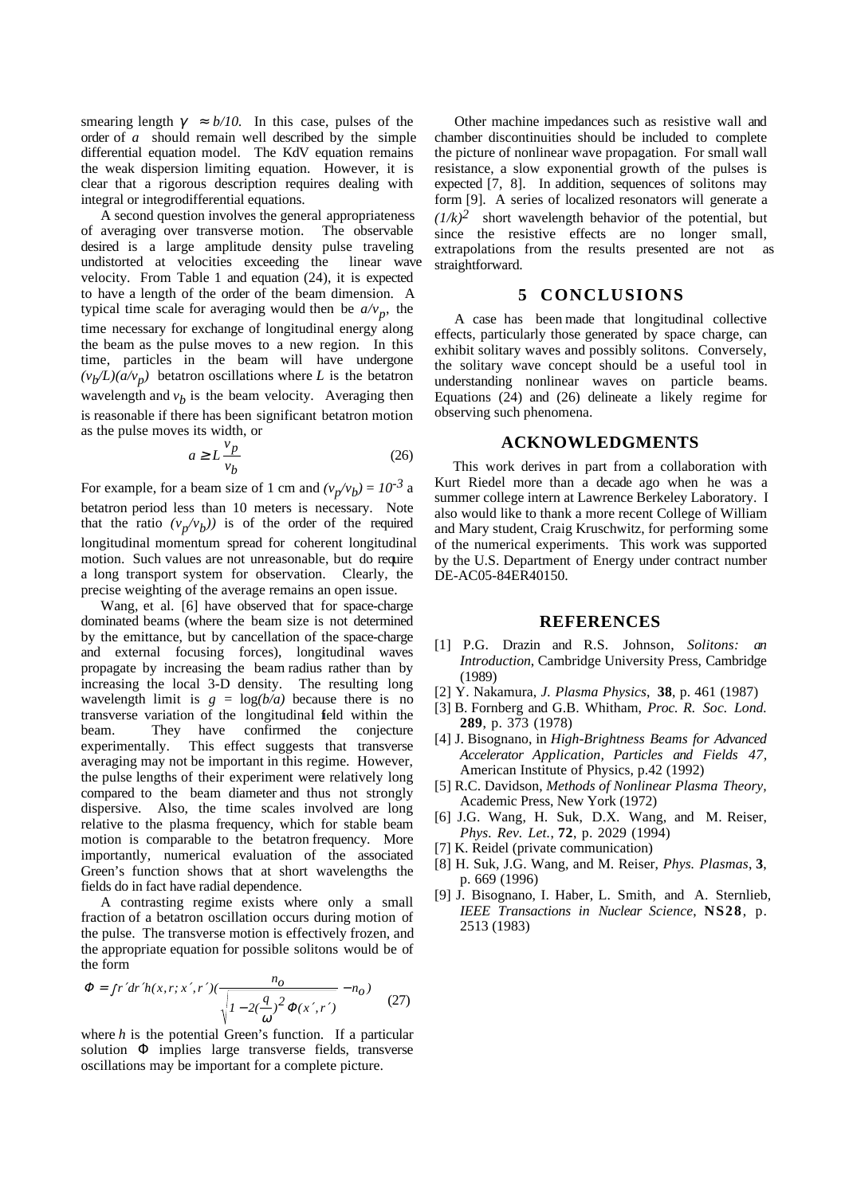smearing length $\gamma \approx b/10$. In this case, pulses of the order of $a$ should remain well described by the simple differential equation model. The KdV equation remains the weak dispersion limiting equation. However, it is clear that a rigorous description requires dealing with integral or integrodifferential equations.

A second question involves the general appropriateness of averaging over transverse motion. The observable desired is a large amplitude density pulse traveling undistorted at velocities exceeding the linear wave velocity. From Table 1 and equation (24), it is expected to have a length of the order of the beam dimension. A typical time scale for averaging would then be $a/v_p$, the time necessary for exchange of longitudinal energy along the beam as the pulse moves to a new region. In this time, particles in the beam will have undergone $(v_b/L)(a/v_p)$ betatron oscillations where $L$ is the betatron wavelength and $v_b$ is the beam velocity. Averaging then is reasonable if there has been significant betatron motion as the pulse moves its width, or

$$a \geq L\frac{v_p}{v_b} \tag{26}$$

For example, for a beam size of 1 cm and $(v_p/v_b) = 10^{-3}$ a betatron period less than 10 meters is necessary. Note that the ratio $(v_p/v_b)$) is of the order of the required longitudinal momentum spread for coherent longitudinal motion. Such values are not unreasonable, but do require a long transport system for observation. Clearly, the precise weighting of the average remains an open issue.

Wang, et al. [6] have observed that for space-charge dominated beams (where the beam size is not determined by the emittance, but by cancellation of the space-charge and external focusing forces), longitudinal waves propagate by increasing the beam radius rather than by increasing the local 3-D density. The resulting long wavelength limit is $g = \log(b/a)$ because there is no transverse variation of the longitudinal field within the beam. They have confirmed the conjecture experimentally. This effect suggests that transverse averaging may not be important in this regime. However, the pulse lengths of their experiment were relatively long compared to the beam diameter and thus not strongly dispersive. Also, the time scales involved are long relative to the plasma frequency, which for stable beam motion is comparable to the betatron frequency. More importantly, numerical evaluation of the associated Green's function shows that at short wavelengths the fields do in fact have radial dependence.

A contrasting regime exists where only a small fraction of a betatron oscillation occurs during motion of the pulse. The transverse motion is effectively frozen, and the appropriate equation for possible solitons would be of the form

$$\Phi = \int r'dr'h(x,r;x',r')\left(\frac{n_o}{\sqrt{1-2\left(\frac{q}{\omega}\right)^2\Phi(x',r')}} - n_o\right) \tag{27}$$

where $h$ is the potential Green's function. If a particular solution $\Phi$ implies large transverse fields, transverse oscillations may be important for a complete picture.

Other machine impedances such as resistive wall and chamber discontinuities should be included to complete the picture of nonlinear wave propagation. For small wall resistance, a slow exponential growth of the pulses is expected [7, 8]. In addition, sequences of solitons may form [9]. A series of localized resonators will generate a $(1/k)^2$ short wavelength behavior of the potential, but since the resistive effects are no longer small, extrapolations from the results presented are not as straightforward.

## 5 CONCLUSIONS

A case has been made that longitudinal collective effects, particularly those generated by space charge, can exhibit solitary waves and possibly solitons. Conversely, the solitary wave concept should be a useful tool in understanding nonlinear waves on particle beams. Equations (24) and (26) delineate a likely regime for observing such phenomena.

## ACKNOWLEDGMENTS

This work derives in part from a collaboration with Kurt Riedel more than a decade ago when he was a summer college intern at Lawrence Berkeley Laboratory. I also would like to thank a more recent College of William and Mary student, Craig Kruschwitz, for performing some of the numerical experiments. This work was supported by the U.S. Department of Energy under contract number DE-AC05-84ER40150.

## REFERENCES

[1] P.G. Drazin and R.S. Johnson, *Solitons: an Introduction*, Cambridge University Press, Cambridge (1989)

[2] Y. Nakamura, *J. Plasma Physics*, **38**, p. 461 (1987)

[3] B. Fornberg and G.B. Whitham, *Proc. R. Soc. Lond.* **289**, p. 373 (1978)

[4] J. Bisognano, in *High-Brightness Beams for Advanced Accelerator Application, Particles and Fields 47,* American Institute of Physics, p.42 (1992)

[5] R.C. Davidson, *Methods of Nonlinear Plasma Theory*, Academic Press, New York (1972)

[6] J.G. Wang, H. Suk, D.X. Wang, and M. Reiser, *Phys. Rev. Let.*, **72**, p. 2029 (1994)

[7] K. Reidel (private communication)

[8] H. Suk, J.G. Wang, and M. Reiser, *Phys. Plasmas*, **3**, p. 669 (1996)

[9] J. Bisognano, I. Haber, L. Smith, and A. Sternlieb, *IEEE Transactions in Nuclear Science*, **NS28**, p. 2513 (1983)